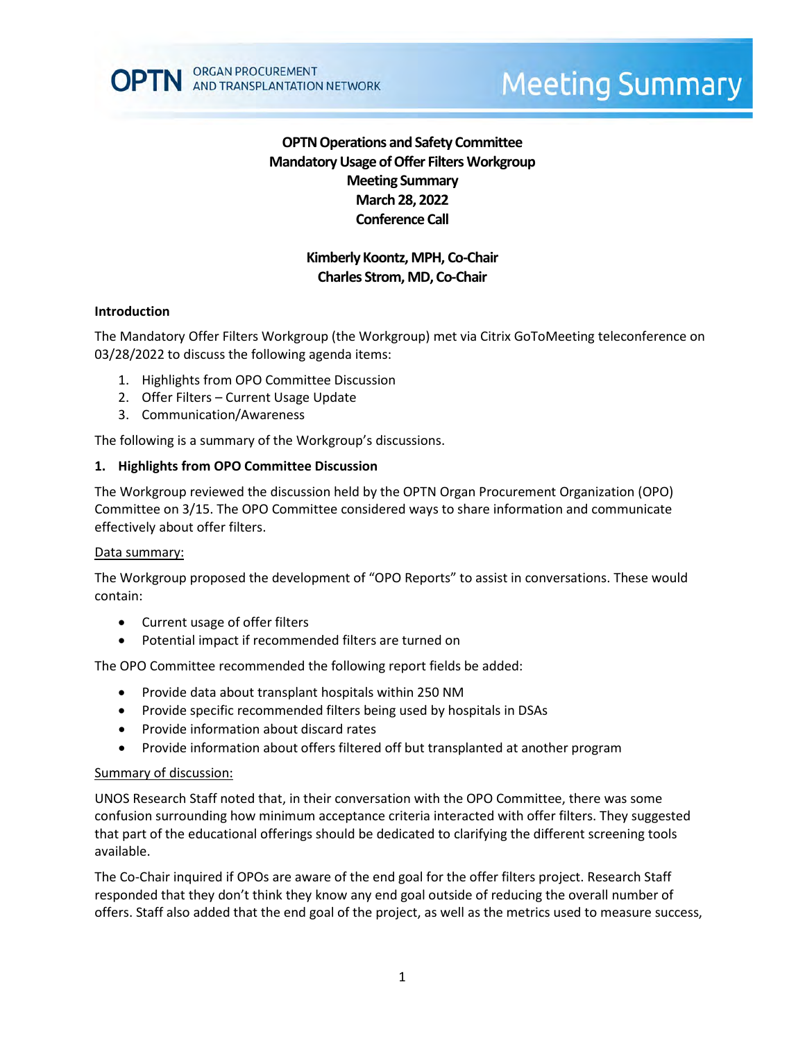**OPTN** ORGAN PROCUREMENT AND TRANSPLANTATION NETWORK

# Meeting Summary

**OPTN Operations and Safety Committee**
**Mandatory Usage of Offer Filters Workgroup**
**Meeting Summary**
**March 28, 2022**
**Conference Call**

**Kimberly Koontz, MPH, Co-Chair**
**Charles Strom, MD, Co-Chair**

## Introduction

The Mandatory Offer Filters Workgroup (the Workgroup) met via Citrix GoToMeeting teleconference on 03/28/2022 to discuss the following agenda items:

1. Highlights from OPO Committee Discussion
2. Offer Filters – Current Usage Update
3. Communication/Awareness

The following is a summary of the Workgroup's discussions.

## 1. Highlights from OPO Committee Discussion

The Workgroup reviewed the discussion held by the OPTN Organ Procurement Organization (OPO) Committee on 3/15. The OPO Committee considered ways to share information and communicate effectively about offer filters.

Data summary:

The Workgroup proposed the development of "OPO Reports" to assist in conversations. These would contain:

- Current usage of offer filters
- Potential impact if recommended filters are turned on

The OPO Committee recommended the following report fields be added:

- Provide data about transplant hospitals within 250 NM
- Provide specific recommended filters being used by hospitals in DSAs
- Provide information about discard rates
- Provide information about offers filtered off but transplanted at another program

Summary of discussion:

UNOS Research Staff noted that, in their conversation with the OPO Committee, there was some confusion surrounding how minimum acceptance criteria interacted with offer filters. They suggested that part of the educational offerings should be dedicated to clarifying the different screening tools available.

The Co-Chair inquired if OPOs are aware of the end goal for the offer filters project. Research Staff responded that they don't think they know any end goal outside of reducing the overall number of offers. Staff also added that the end goal of the project, as well as the metrics used to measure success,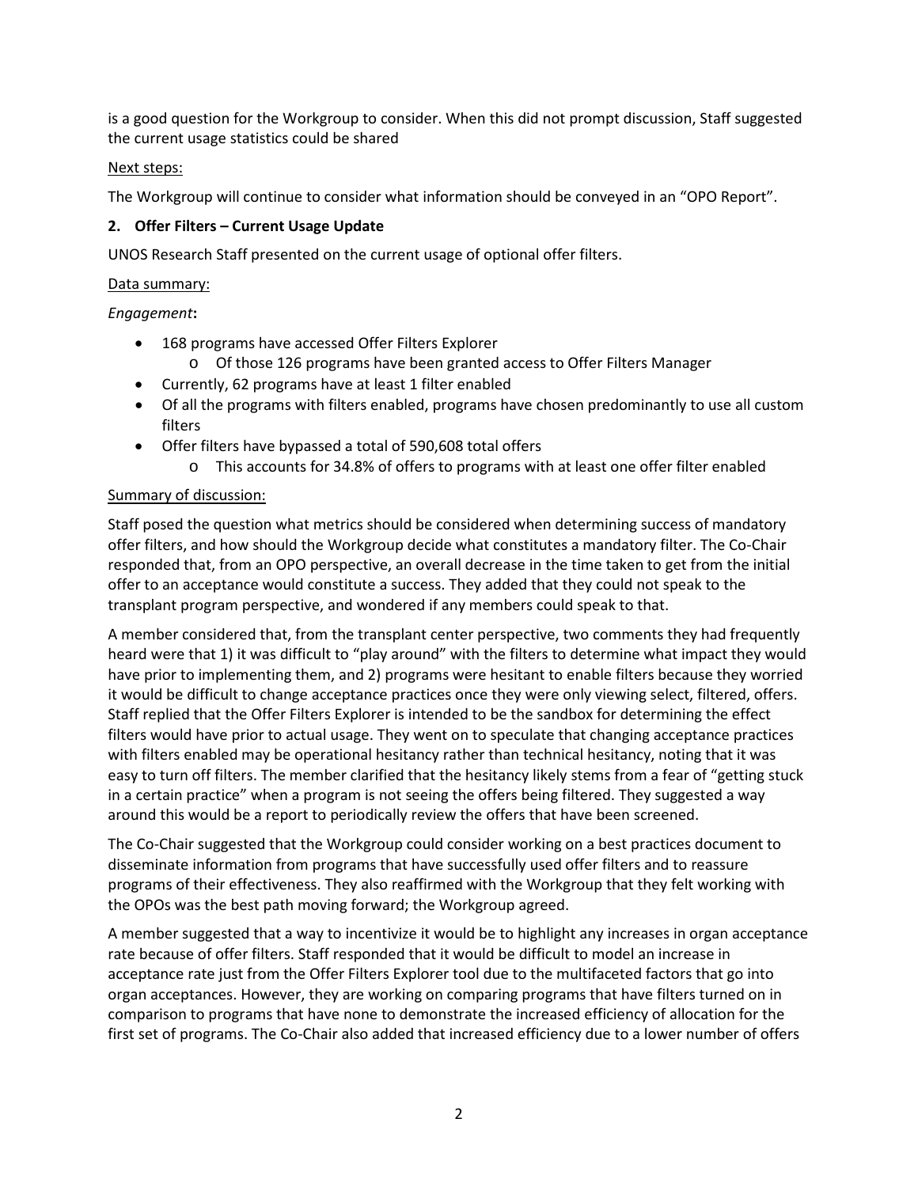is a good question for the Workgroup to consider. When this did not prompt discussion, Staff suggested the current usage statistics could be shared

Next steps:

The Workgroup will continue to consider what information should be conveyed in an "OPO Report".

**2. Offer Filters – Current Usage Update**

UNOS Research Staff presented on the current usage of optional offer filters.

Data summary:

*Engagement***:**

- 168 programs have accessed Offer Filters Explorer
  - Of those 126 programs have been granted access to Offer Filters Manager
- Currently, 62 programs have at least 1 filter enabled
- Of all the programs with filters enabled, programs have chosen predominantly to use all custom filters
- Offer filters have bypassed a total of 590,608 total offers
  - This accounts for 34.8% of offers to programs with at least one offer filter enabled

Summary of discussion:

Staff posed the question what metrics should be considered when determining success of mandatory offer filters, and how should the Workgroup decide what constitutes a mandatory filter. The Co-Chair responded that, from an OPO perspective, an overall decrease in the time taken to get from the initial offer to an acceptance would constitute a success. They added that they could not speak to the transplant program perspective, and wondered if any members could speak to that.

A member considered that, from the transplant center perspective, two comments they had frequently heard were that 1) it was difficult to "play around" with the filters to determine what impact they would have prior to implementing them, and 2) programs were hesitant to enable filters because they worried it would be difficult to change acceptance practices once they were only viewing select, filtered, offers. Staff replied that the Offer Filters Explorer is intended to be the sandbox for determining the effect filters would have prior to actual usage. They went on to speculate that changing acceptance practices with filters enabled may be operational hesitancy rather than technical hesitancy, noting that it was easy to turn off filters. The member clarified that the hesitancy likely stems from a fear of "getting stuck in a certain practice" when a program is not seeing the offers being filtered. They suggested a way around this would be a report to periodically review the offers that have been screened.

The Co-Chair suggested that the Workgroup could consider working on a best practices document to disseminate information from programs that have successfully used offer filters and to reassure programs of their effectiveness. They also reaffirmed with the Workgroup that they felt working with the OPOs was the best path moving forward; the Workgroup agreed.

A member suggested that a way to incentivize it would be to highlight any increases in organ acceptance rate because of offer filters. Staff responded that it would be difficult to model an increase in acceptance rate just from the Offer Filters Explorer tool due to the multifaceted factors that go into organ acceptances. However, they are working on comparing programs that have filters turned on in comparison to programs that have none to demonstrate the increased efficiency of allocation for the first set of programs. The Co-Chair also added that increased efficiency due to a lower number of offers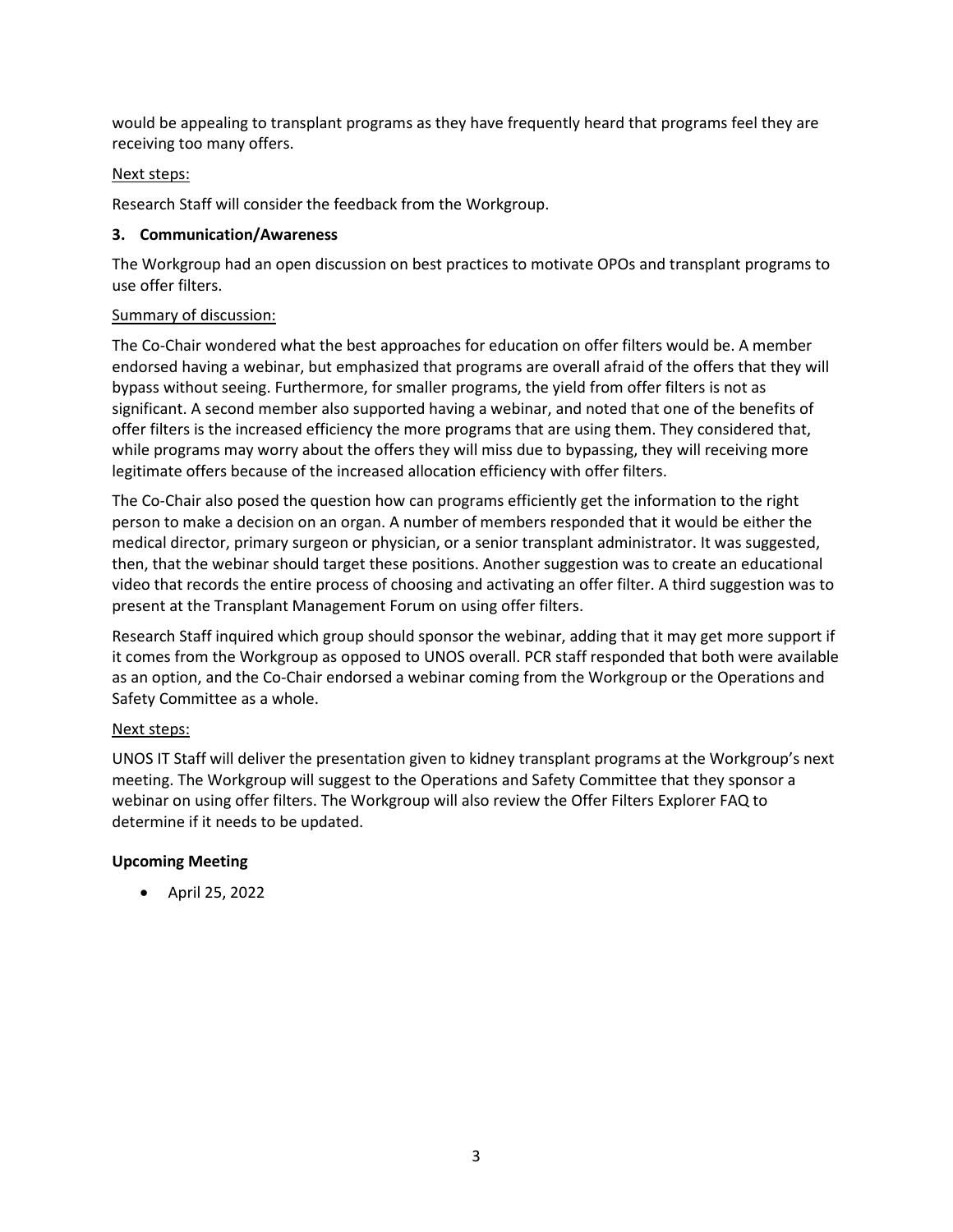would be appealing to transplant programs as they have frequently heard that programs feel they are receiving too many offers.

Next steps:

Research Staff will consider the feedback from the Workgroup.

### 3. Communication/Awareness

The Workgroup had an open discussion on best practices to motivate OPOs and transplant programs to use offer filters.

Summary of discussion:

The Co-Chair wondered what the best approaches for education on offer filters would be. A member endorsed having a webinar, but emphasized that programs are overall afraid of the offers that they will bypass without seeing. Furthermore, for smaller programs, the yield from offer filters is not as significant. A second member also supported having a webinar, and noted that one of the benefits of offer filters is the increased efficiency the more programs that are using them. They considered that, while programs may worry about the offers they will miss due to bypassing, they will receiving more legitimate offers because of the increased allocation efficiency with offer filters.

The Co-Chair also posed the question how can programs efficiently get the information to the right person to make a decision on an organ. A number of members responded that it would be either the medical director, primary surgeon or physician, or a senior transplant administrator. It was suggested, then, that the webinar should target these positions. Another suggestion was to create an educational video that records the entire process of choosing and activating an offer filter. A third suggestion was to present at the Transplant Management Forum on using offer filters.

Research Staff inquired which group should sponsor the webinar, adding that it may get more support if it comes from the Workgroup as opposed to UNOS overall. PCR staff responded that both were available as an option, and the Co-Chair endorsed a webinar coming from the Workgroup or the Operations and Safety Committee as a whole.

Next steps:

UNOS IT Staff will deliver the presentation given to kidney transplant programs at the Workgroup's next meeting. The Workgroup will suggest to the Operations and Safety Committee that they sponsor a webinar on using offer filters. The Workgroup will also review the Offer Filters Explorer FAQ to determine if it needs to be updated.

### Upcoming Meeting

- April 25, 2022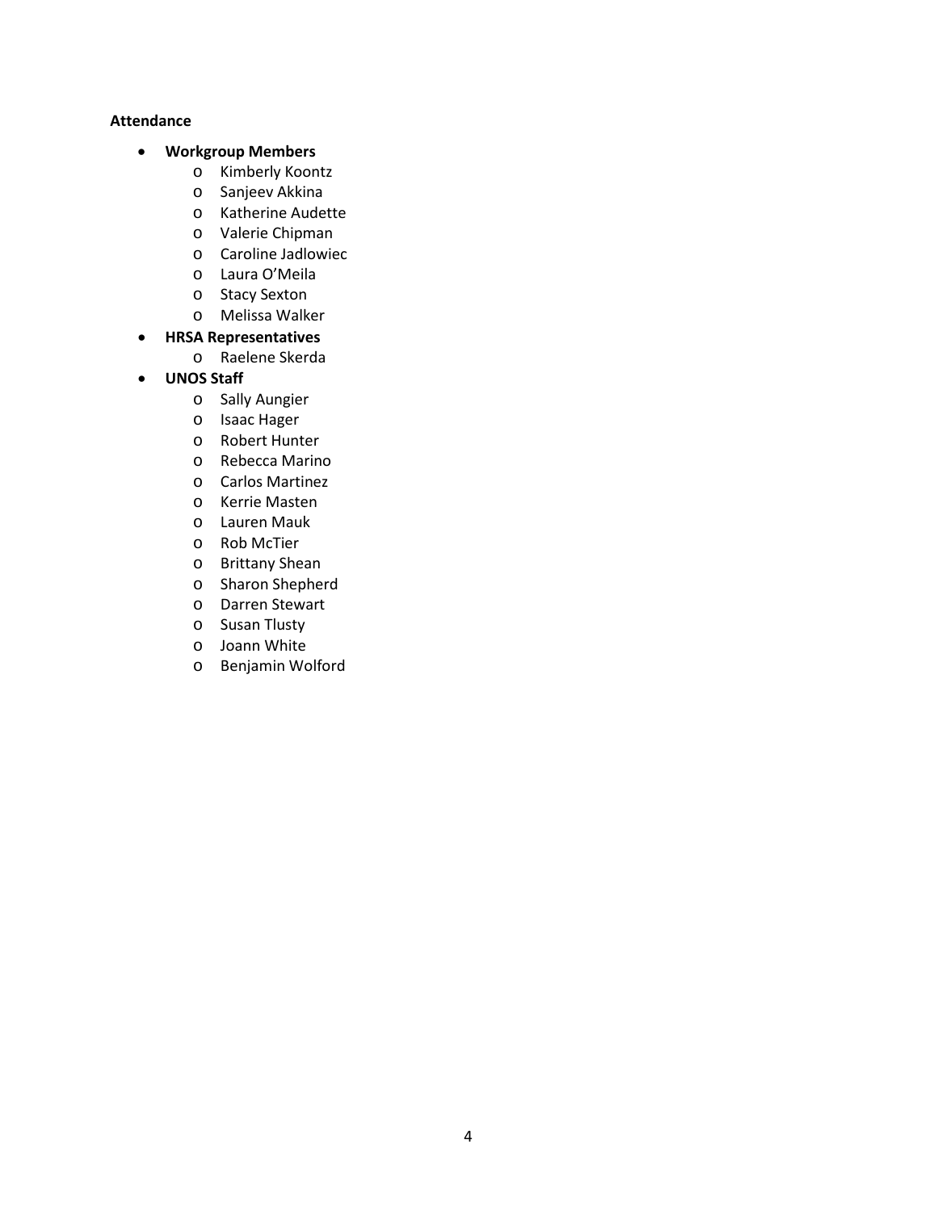**Attendance**

- **Workgroup Members**
  - Kimberly Koontz
  - Sanjeev Akkina
  - Katherine Audette
  - Valerie Chipman
  - Caroline Jadlowiec
  - Laura O'Meila
  - Stacy Sexton
  - Melissa Walker
- **HRSA Representatives**
  - Raelene Skerda
- **UNOS Staff**
  - Sally Aungier
  - Isaac Hager
  - Robert Hunter
  - Rebecca Marino
  - Carlos Martinez
  - Kerrie Masten
  - Lauren Mauk
  - Rob McTier
  - Brittany Shean
  - Sharon Shepherd
  - Darren Stewart
  - Susan Tlusty
  - Joann White
  - Benjamin Wolford